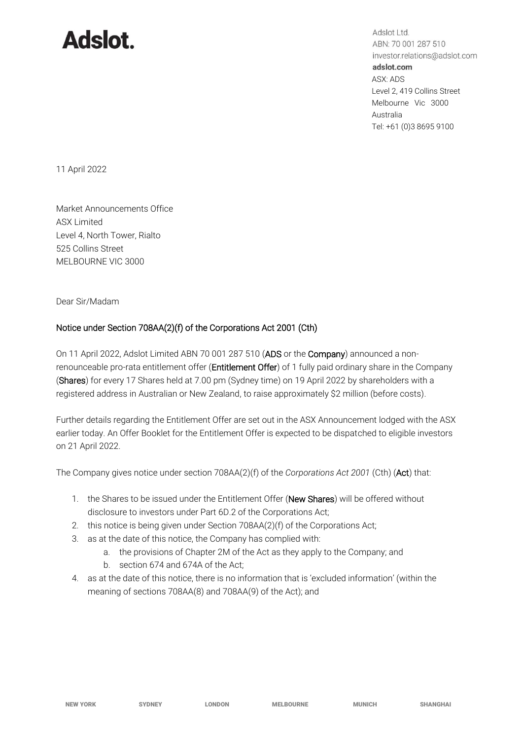# Adslot.

Adslot Ltd.
ABN: 70 001 287 510
investor.relations@adslot.com
**adslot.com**
ASX: ADS
Level 2, 419 Collins Street
Melbourne Vic 3000
Australia
Tel: +61 (0)3 8695 9100

11 April 2022

Market Announcements Office
ASX Limited
Level 4, North Tower, Rialto
525 Collins Street
MELBOURNE VIC 3000

Dear Sir/Madam

## Notice under Section 708AA(2)(f) of the Corporations Act 2001 (Cth)

On 11 April 2022, Adslot Limited ABN 70 001 287 510 (**ADS** or the **Company**) announced a non-renounceable pro-rata entitlement offer (**Entitlement Offer**) of 1 fully paid ordinary share in the Company (**Shares**) for every 17 Shares held at 7.00 pm (Sydney time) on 19 April 2022 by shareholders with a registered address in Australian or New Zealand, to raise approximately $2 million (before costs).

Further details regarding the Entitlement Offer are set out in the ASX Announcement lodged with the ASX earlier today. An Offer Booklet for the Entitlement Offer is expected to be dispatched to eligible investors on 21 April 2022.

The Company gives notice under section 708AA(2)(f) of the *Corporations Act 2001* (Cth) (**Act**) that:

1. the Shares to be issued under the Entitlement Offer (**New Shares**) will be offered without disclosure to investors under Part 6D.2 of the Corporations Act;
2. this notice is being given under Section 708AA(2)(f) of the Corporations Act;
3. as at the date of this notice, the Company has complied with:
    a. the provisions of Chapter 2M of the Act as they apply to the Company; and
    b. section 674 and 674A of the Act;
4. as at the date of this notice, there is no information that is 'excluded information' (within the meaning of sections 708AA(8) and 708AA(9) of the Act); and

NEW YORK SYDNEY LONDON MELBOURNE MUNICH SHANGHAI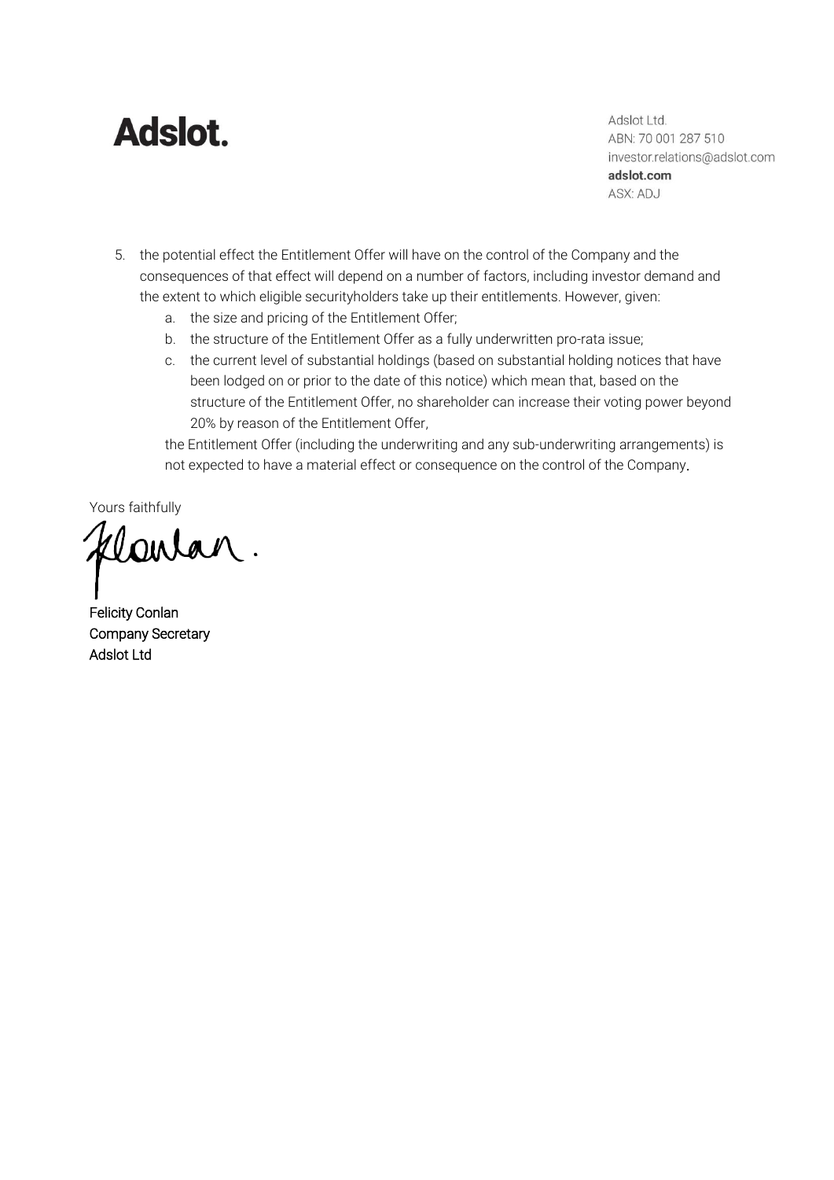5. the potential effect the Entitlement Offer will have on the control of the Company and the consequences of that effect will depend on a number of factors, including investor demand and the extent to which eligible securityholders take up their entitlements. However, given:
    a. the size and pricing of the Entitlement Offer;
    b. the structure of the Entitlement Offer as a fully underwritten pro-rata issue;
    c. the current level of substantial holdings (based on substantial holding notices that have been lodged on or prior to the date of this notice) which mean that, based on the structure of the Entitlement Offer, no shareholder can increase their voting power beyond 20% by reason of the Entitlement Offer,

    the Entitlement Offer (including the underwriting and any sub-underwriting arrangements) is not expected to have a material effect or consequence on the control of the Company.

Yours faithfully

Felicity Conlan
Company Secretary
Adslot Ltd